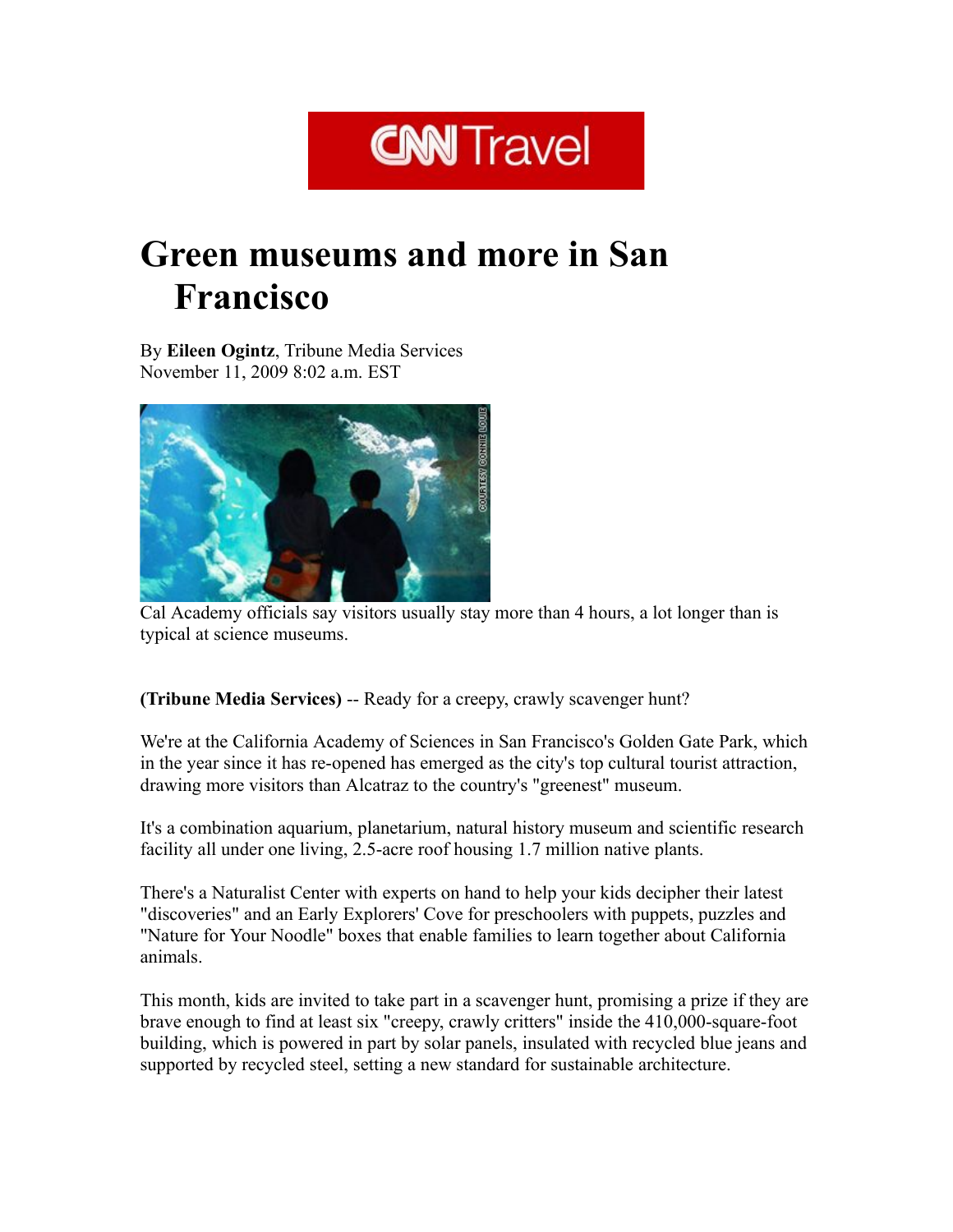# Green museums and more in San Francisco

By **Eileen Ogintz**, Tribune Media Services
November 11, 2009 8:02 a.m. EST

Cal Academy officials say visitors usually stay more than 4 hours, a lot longer than is typical at science museums.

**(Tribune Media Services)** -- Ready for a creepy, crawly scavenger hunt?

We're at the California Academy of Sciences in San Francisco's Golden Gate Park, which in the year since it has re-opened has emerged as the city's top cultural tourist attraction, drawing more visitors than Alcatraz to the country's "greenest" museum.

It's a combination aquarium, planetarium, natural history museum and scientific research facility all under one living, 2.5-acre roof housing 1.7 million native plants.

There's a Naturalist Center with experts on hand to help your kids decipher their latest "discoveries" and an Early Explorers' Cove for preschoolers with puppets, puzzles and "Nature for Your Noodle" boxes that enable families to learn together about California animals.

This month, kids are invited to take part in a scavenger hunt, promising a prize if they are brave enough to find at least six "creepy, crawly critters" inside the 410,000-square-foot building, which is powered in part by solar panels, insulated with recycled blue jeans and supported by recycled steel, setting a new standard for sustainable architecture.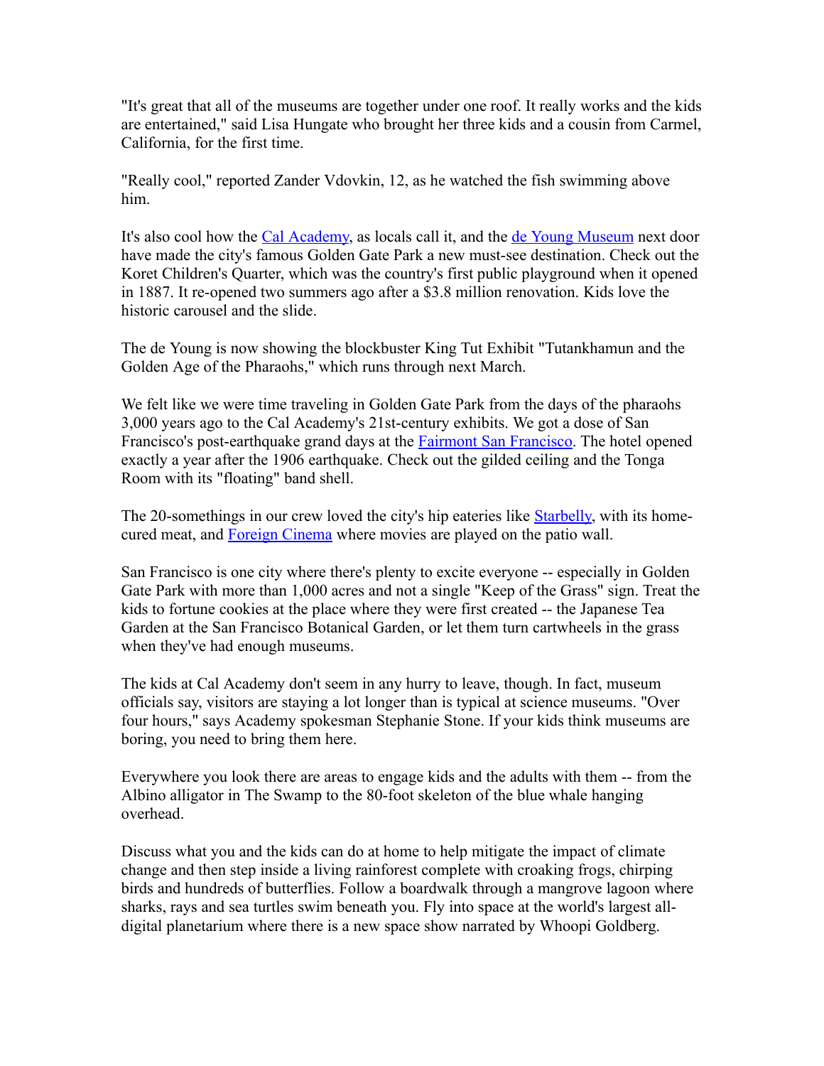"It's great that all of the museums are together under one roof. It really works and the kids are entertained," said Lisa Hungate who brought her three kids and a cousin from Carmel, California, for the first time.

"Really cool," reported Zander Vdovkin, 12, as he watched the fish swimming above him.

It's also cool how the [Cal Academy](), as locals call it, and the [de Young Museum]() next door have made the city's famous Golden Gate Park a new must-see destination. Check out the Koret Children's Quarter, which was the country's first public playground when it opened in 1887. It re-opened two summers ago after a $3.8 million renovation. Kids love the historic carousel and the slide.

The de Young is now showing the blockbuster King Tut Exhibit "Tutankhamun and the Golden Age of the Pharaohs," which runs through next March.

We felt like we were time traveling in Golden Gate Park from the days of the pharaohs 3,000 years ago to the Cal Academy's 21st-century exhibits. We got a dose of San Francisco's post-earthquake grand days at the [Fairmont San Francisco](). The hotel opened exactly a year after the 1906 earthquake. Check out the gilded ceiling and the Tonga Room with its "floating" band shell.

The 20-somethings in our crew loved the city's hip eateries like [Starbelly](), with its home-cured meat, and [Foreign Cinema]() where movies are played on the patio wall.

San Francisco is one city where there's plenty to excite everyone -- especially in Golden Gate Park with more than 1,000 acres and not a single "Keep of the Grass" sign. Treat the kids to fortune cookies at the place where they were first created -- the Japanese Tea Garden at the San Francisco Botanical Garden, or let them turn cartwheels in the grass when they've had enough museums.

The kids at Cal Academy don't seem in any hurry to leave, though. In fact, museum officials say, visitors are staying a lot longer than is typical at science museums. "Over four hours," says Academy spokesman Stephanie Stone. If your kids think museums are boring, you need to bring them here.

Everywhere you look there are areas to engage kids and the adults with them -- from the Albino alligator in The Swamp to the 80-foot skeleton of the blue whale hanging overhead.

Discuss what you and the kids can do at home to help mitigate the impact of climate change and then step inside a living rainforest complete with croaking frogs, chirping birds and hundreds of butterflies. Follow a boardwalk through a mangrove lagoon where sharks, rays and sea turtles swim beneath you. Fly into space at the world's largest all-digital planetarium where there is a new space show narrated by Whoopi Goldberg.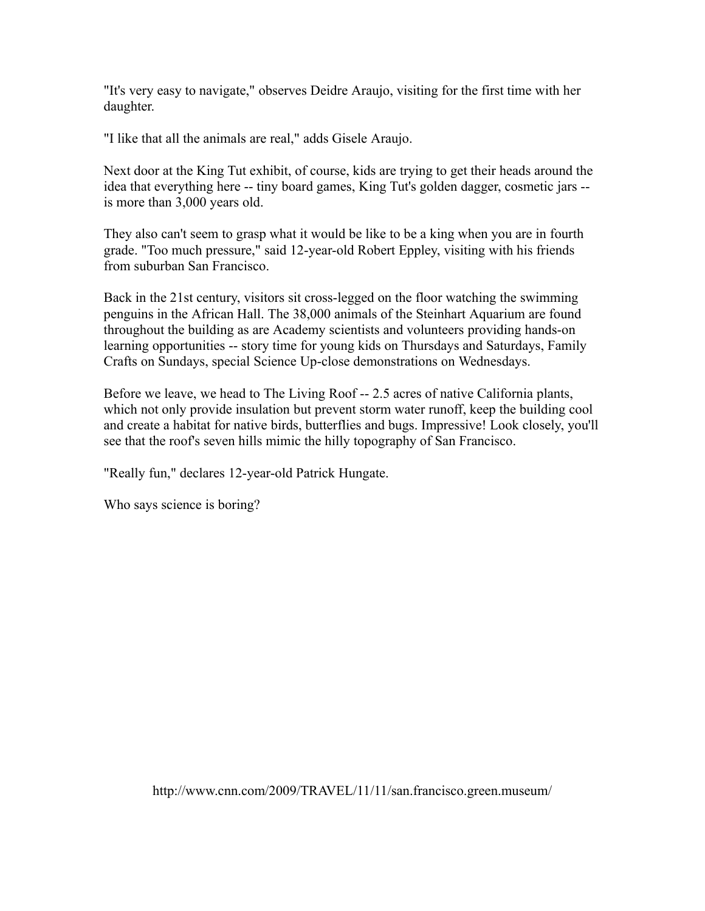"It's very easy to navigate," observes Deidre Araujo, visiting for the first time with her daughter.

"I like that all the animals are real," adds Gisele Araujo.

Next door at the King Tut exhibit, of course, kids are trying to get their heads around the idea that everything here -- tiny board games, King Tut's golden dagger, cosmetic jars -- is more than 3,000 years old.

They also can't seem to grasp what it would be like to be a king when you are in fourth grade. "Too much pressure," said 12-year-old Robert Eppley, visiting with his friends from suburban San Francisco.

Back in the 21st century, visitors sit cross-legged on the floor watching the swimming penguins in the African Hall. The 38,000 animals of the Steinhart Aquarium are found throughout the building as are Academy scientists and volunteers providing hands-on learning opportunities -- story time for young kids on Thursdays and Saturdays, Family Crafts on Sundays, special Science Up-close demonstrations on Wednesdays.

Before we leave, we head to The Living Roof -- 2.5 acres of native California plants, which not only provide insulation but prevent storm water runoff, keep the building cool and create a habitat for native birds, butterflies and bugs. Impressive! Look closely, you'll see that the roof's seven hills mimic the hilly topography of San Francisco.

"Really fun," declares 12-year-old Patrick Hungate.

Who says science is boring?

http://www.cnn.com/2009/TRAVEL/11/11/san.francisco.green.museum/